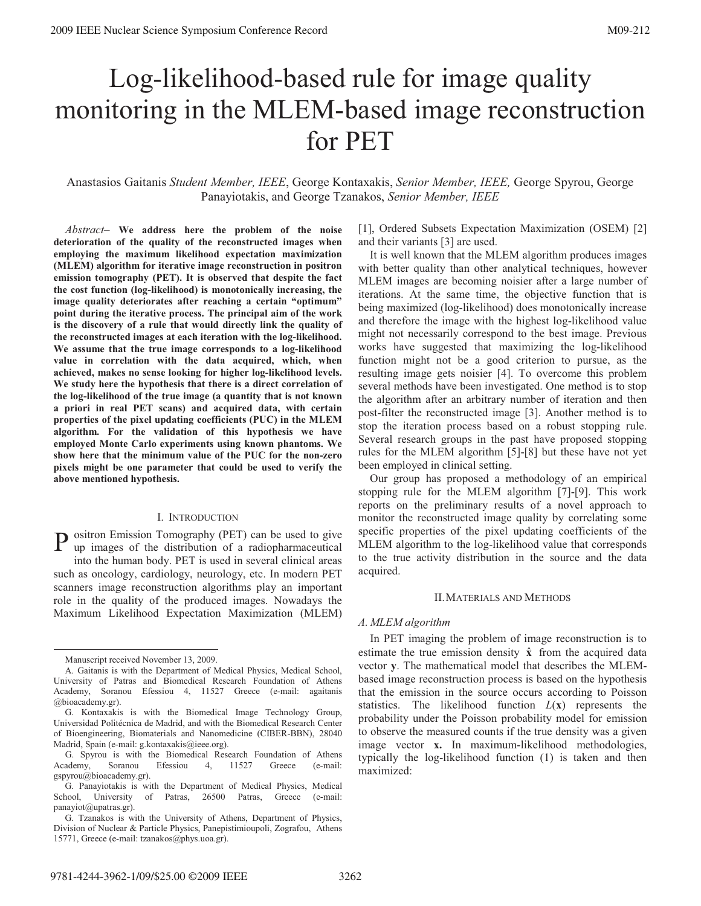# Log-likelihood-based rule for image quality monitoring in the MLEM-based image reconstruction for PET

Anastasios Gaitanis *Student Member, IEEE*, George Kontaxakis, *Senior Member, IEEE,* George Spyrou, George Panayiotakis, and George Tzanakos, *Senior Member, IEEE*

*Abstract*– **We address here the problem of the noise deterioration of the quality of the reconstructed images when employing the maximum likelihood expectation maximization (MLEM) algorithm for iterative image reconstruction in positron emission tomography (PET). It is observed that despite the fact the cost function (log-likelihood) is monotonically increasing, the image quality deteriorates after reaching a certain "optimum" point during the iterative process. The principal aim of the work is the discovery of a rule that would directly link the quality of the reconstructed images at each iteration with the log-likelihood. We assume that the true image corresponds to a log-likelihood value in correlation with the data acquired, which, when achieved, makes no sense looking for higher log-likelihood levels. We study here the hypothesis that there is a direct correlation of the log-likelihood of the true image (a quantity that is not known a priori in real PET scans) and acquired data, with certain properties of the pixel updating coefficients (PUC) in the MLEM algorithm. For the validation of this hypothesis we have employed Monte Carlo experiments using known phantoms. We show here that the minimum value of the PUC for the non-zero pixels might be one parameter that could be used to verify the above mentioned hypothesis.**

## I. Introduction

Positron Emission Tomography (PET) can be used to give up images of the distribution of a radiopharmaceutical into the human body. PET is used in several clinical areas such as oncology, cardiology, neurology, etc. In modern PET scanners image reconstruction algorithms play an important role in the quality of the produced images. Nowadays the Maximum Likelihood Expectation Maximization (MLEM) [1], Ordered Subsets Expectation Maximization (OSEM) [2] and their variants [3] are used.

It is well known that the MLEM algorithm produces images with better quality than other analytical techniques, however MLEM images are becoming noisier after a large number of iterations. At the same time, the objective function that is being maximized (log-likelihood) does monotonically increase and therefore the image with the highest log-likelihood value might not necessarily correspond to the best image. Previous works have suggested that maximizing the log-likelihood function might not be a good criterion to pursue, as the resulting image gets noisier [4]. To overcome this problem several methods have been investigated. One method is to stop the algorithm after an arbitrary number of iteration and then post-filter the reconstructed image [3]. Another method is to stop the iteration process based on a robust stopping rule. Several research groups in the past have proposed stopping rules for the MLEM algorithm [5]-[8] but these have not yet been employed in clinical setting.

Our group has proposed a methodology of an empirical stopping rule for the MLEM algorithm [7]-[9]. This work reports on the preliminary results of a novel approach to monitor the reconstructed image quality by correlating some specific properties of the pixel updating coefficients of the MLEM algorithm to the log-likelihood value that corresponds to the true activity distribution in the source and the data acquired.

## II. Materials and Methods

### *A. MLEM algorithm*

In PET imaging the problem of image reconstruction is to estimate the true emission density $\hat{\mathbf{x}}$ from the acquired data vector $\mathbf{y}$. The mathematical model that describes the MLEM-based image reconstruction process is based on the hypothesis that the emission in the source occurs according to Poisson statistics. The likelihood function $L(\mathbf{x})$ represents the probability under the Poisson probability model for emission to observe the measured counts if the true density was a given image vector $\mathbf{x}$. In maximum-likelihood methodologies, typically the log-likelihood function (1) is taken and then maximized:

Manuscript received November 13, 2009.

A. Gaitanis is with the Department of Medical Physics, Medical School, University of Patras and Biomedical Research Foundation of Athens Academy, Soranou Efessiou 4, 11527 Greece (e-mail: agaitanis @bioacademy.gr).

G. Kontaxakis is with the Biomedical Image Technology Group, Universidad Politécnica de Madrid, and with the Biomedical Research Center of Bioengineering, Biomaterials and Nanomedicine (CIBER-BBN), 28040 Madrid, Spain (e-mail: g.kontaxakis@ieee.org).

G. Spyrou is with the Biomedical Research Foundation of Athens Academy, Soranou Efessiou 4, 11527 Greece (e-mail: gspyrou@bioacademy.gr).

G. Panayiotakis is with the Department of Medical Physics, Medical School, University of Patras, 26500 Patras, Greece (e-mail: panayiot@upatras.gr).

G. Tzanakos is with the University of Athens, Department of Physics, Division of Nuclear & Particle Physics, Panepistimioupoli, Zografou, Athens 15771, Greece (e-mail: tzanakos@phys.uoa.gr).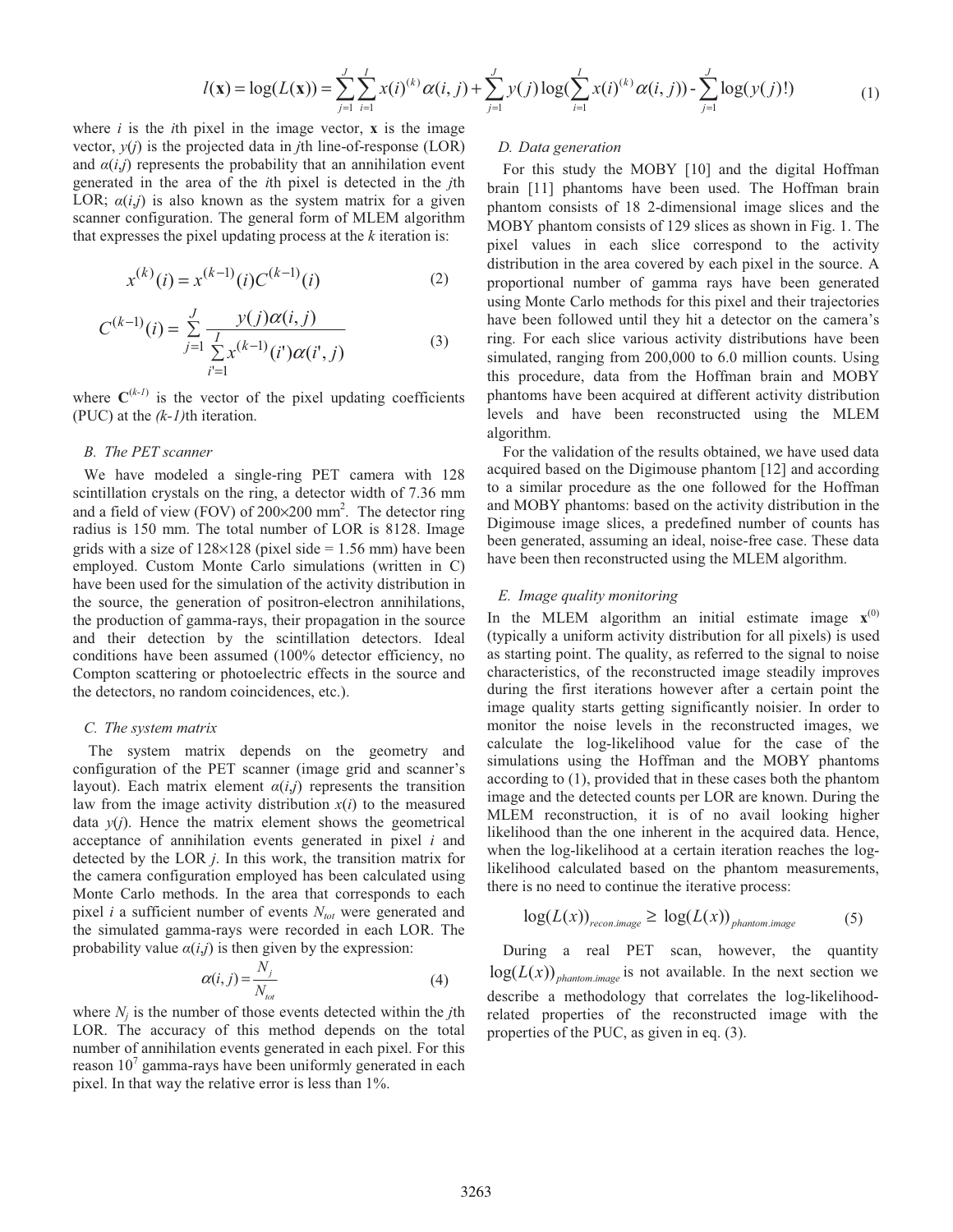$$l(\mathbf{x}) = \log(L(\mathbf{x})) = \sum_{j=1}^{J}\sum_{i=1}^{I} x(i)^{(k)}\alpha(i,j) + \sum_{j=1}^{J} y(j)\log(\sum_{i=1}^{I} x(i)^{(k)}\alpha(i,j)) - \sum_{j=1}^{J}\log(y(j)!) \tag{1}$$

where $i$ is the $i$th pixel in the image vector, $\mathbf{x}$ is the image vector, $y(j)$ is the projected data in $j$th line-of-response (LOR) and $\alpha(i,j)$ represents the probability that an annihilation event generated in the area of the $i$th pixel is detected in the $j$th LOR; $\alpha(i,j)$ is also known as the system matrix for a given scanner configuration. The general form of MLEM algorithm that expresses the pixel updating process at the $k$ iteration is:

$$x^{(k)}(i) = x^{(k-1)}(i)C^{(k-1)}(i) \tag{2}$$

$$C^{(k-1)}(i) = \sum_{j=1}^{J} \frac{y(j)\alpha(i,j)}{\sum_{i'=1}^{I} x^{(k-1)}(i')\alpha(i',j)} \tag{3}$$

where $\mathbf{C}^{(k-1)}$ is the vector of the pixel updating coefficients (PUC) at the $(k-1)$th iteration.

### B. The PET scanner

We have modeled a single-ring PET camera with 128 scintillation crystals on the ring, a detector width of 7.36 mm and a field of view (FOV) of 200×200 mm$^2$. The detector ring radius is 150 mm. The total number of LOR is 8128. Image grids with a size of 128×128 (pixel side = 1.56 mm) have been employed. Custom Monte Carlo simulations (written in C) have been used for the simulation of the activity distribution in the source, the generation of positron-electron annihilations, the production of gamma-rays, their propagation in the source and their detection by the scintillation detectors. Ideal conditions have been assumed (100% detector efficiency, no Compton scattering or photoelectric effects in the source and the detectors, no random coincidences, etc.).

### C. The system matrix

The system matrix depends on the geometry and configuration of the PET scanner (image grid and scanner's layout). Each matrix element $\alpha(i,j)$ represents the transition law from the image activity distribution $x(i)$ to the measured data $y(j)$. Hence the matrix element shows the geometrical acceptance of annihilation events generated in pixel $i$ and detected by the LOR $j$. In this work, the transition matrix for the camera configuration employed has been calculated using Monte Carlo methods. In the area that corresponds to each pixel $i$ a sufficient number of events $N_{tot}$ were generated and the simulated gamma-rays were recorded in each LOR. The probability value $\alpha(i,j)$ is then given by the expression:

$$\alpha(i,j) = \frac{N_j}{N_{tot}} \tag{4}$$

where $N_j$ is the number of those events detected within the $j$th LOR. The accuracy of this method depends on the total number of annihilation events generated in each pixel. For this reason $10^7$ gamma-rays have been uniformly generated in each pixel. In that way the relative error is less than 1%.

### D. Data generation

For this study the MOBY [10] and the digital Hoffman brain [11] phantoms have been used. The Hoffman brain phantom consists of 18 2-dimensional image slices and the MOBY phantom consists of 129 slices as shown in Fig. 1. The pixel values in each slice correspond to the activity distribution in the area covered by each pixel in the source. A proportional number of gamma rays have been generated using Monte Carlo methods for this pixel and their trajectories have been followed until they hit a detector on the camera's ring. For each slice various activity distributions have been simulated, ranging from 200,000 to 6.0 million counts. Using this procedure, data from the Hoffman brain and MOBY phantoms have been acquired at different activity distribution levels and have been reconstructed using the MLEM algorithm.

For the validation of the results obtained, we have used data acquired based on the Digimouse phantom [12] and according to a similar procedure as the one followed for the Hoffman and MOBY phantoms: based on the activity distribution in the Digimouse image slices, a predefined number of counts has been generated, assuming an ideal, noise-free case. These data have been then reconstructed using the MLEM algorithm.

### E. Image quality monitoring

In the MLEM algorithm an initial estimate image $\mathbf{x}^{(0)}$ (typically a uniform activity distribution for all pixels) is used as starting point. The quality, as referred to the signal to noise characteristics, of the reconstructed image steadily improves during the first iterations however after a certain point the image quality starts getting significantly noisier. In order to monitor the noise levels in the reconstructed images, we calculate the log-likelihood value for the case of the simulations using the Hoffman and the MOBY phantoms according to (1), provided that in these cases both the phantom image and the detected counts per LOR are known. During the MLEM reconstruction, it is of no avail looking higher likelihood than the one inherent in the acquired data. Hence, when the log-likelihood at a certain iteration reaches the log-likelihood calculated based on the phantom measurements, there is no need to continue the iterative process:

$$\log(L(x))_{recon.image} \geq \log(L(x))_{phantom.image} \tag{5}$$

During a real PET scan, however, the quantity $\log(L(x))_{phantom.image}$ is not available. In the next section we describe a methodology that correlates the log-likelihood-related properties of the reconstructed image with the properties of the PUC, as given in eq. (3).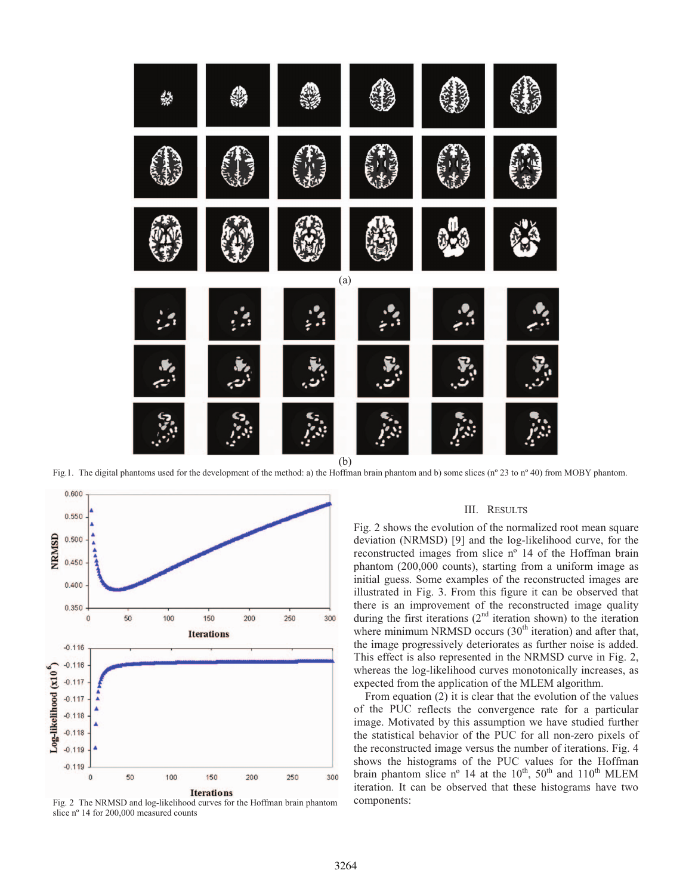Fig.1. The digital phantoms used for the development of the method: a) the Hoffman brain phantom and b) some slices (nº 23 to nº 40) from MOBY phantom.

Fig. 2 The NRMSD and log-likelihood curves for the Hoffman brain phantom slice nº 14 for 200,000 measured counts

## III. Results

Fig. 2 shows the evolution of the normalized root mean square deviation (NRMSD) [9] and the log-likelihood curve, for the reconstructed images from slice nº 14 of the Hoffman brain phantom (200,000 counts), starting from a uniform image as initial guess. Some examples of the reconstructed images are illustrated in Fig. 3. From this figure it can be observed that there is an improvement of the reconstructed image quality during the first iterations (2nd iteration shown) to the iteration where minimum NRMSD occurs (30th iteration) and after that, the image progressively deteriorates as further noise is added. This effect is also represented in the NRMSD curve in Fig. 2, whereas the log-likelihood curves monotonically increases, as expected from the application of the MLEM algorithm.

From equation (2) it is clear that the evolution of the values of the PUC reflects the convergence rate for a particular image. Motivated by this assumption we have studied further the statistical behavior of the PUC for all non-zero pixels of the reconstructed image versus the number of iterations. Fig. 4 shows the histograms of the PUC values for the Hoffman brain phantom slice nº 14 at the 10th, 50th and 110th MLEM iteration. It can be observed that these histograms have two components: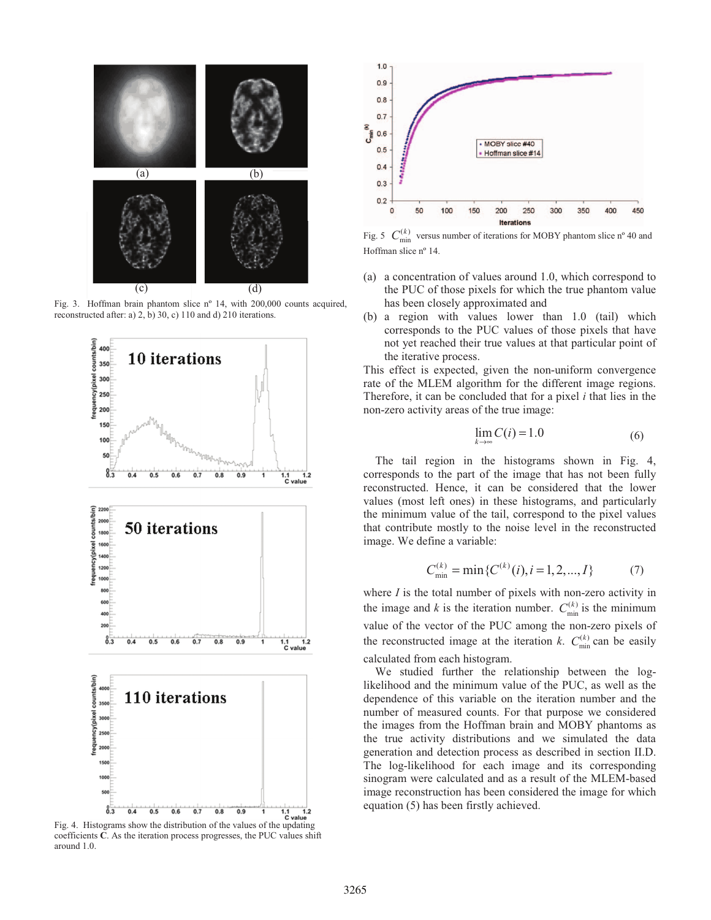Fig. 3. Hoffman brain phantom slice nº 14, with 200,000 counts acquired, reconstructed after: a) 2, b) 30, c) 110 and d) 210 iterations.

Fig. 4. Histograms show the distribution of the values of the updating coefficients **C**. As the iteration process progresses, the PUC values shift around 1.0.

Fig. 5 $C_{\min}^{(k)}$ versus number of iterations for MOBY phantom slice nº 40 and Hoffman slice nº 14.

(a) a concentration of values around 1.0, which correspond to the PUC of those pixels for which the true phantom value has been closely approximated and

(b) a region with values lower than 1.0 (tail) which corresponds to the PUC values of those pixels that have not yet reached their true values at that particular point of the iterative process.

This effect is expected, given the non-uniform convergence rate of the MLEM algorithm for the different image regions. Therefore, it can be concluded that for a pixel *i* that lies in the non-zero activity areas of the true image:

$$\lim_{k \to \infty} C(i) = 1.0 \tag{6}$$

The tail region in the histograms shown in Fig. 4, corresponds to the part of the image that has not been fully reconstructed. Hence, it can be considered that the lower values (most left ones) in these histograms, and particularly the minimum value of the tail, correspond to the pixel values that contribute mostly to the noise level in the reconstructed image. We define a variable:

$$C_{\min}^{(k)} = \min\{C^{(k)}(i), i = 1, 2, ..., I\} \tag{7}$$

where $I$ is the total number of pixels with non-zero activity in the image and $k$ is the iteration number. $C_{\min}^{(k)}$ is the minimum value of the vector of the PUC among the non-zero pixels of the reconstructed image at the iteration $k$. $C_{\min}^{(k)}$ can be easily calculated from each histogram.

We studied further the relationship between the log-likelihood and the minimum value of the PUC, as well as the dependence of this variable on the iteration number and the number of measured counts. For that purpose we considered the images from the Hoffman brain and MOBY phantoms as the true activity distributions and we simulated the data generation and detection process as described in section II.D. The log-likelihood for each image and its corresponding sinogram were calculated and as a result of the MLEM-based image reconstruction has been considered the image for which equation (5) has been firstly achieved.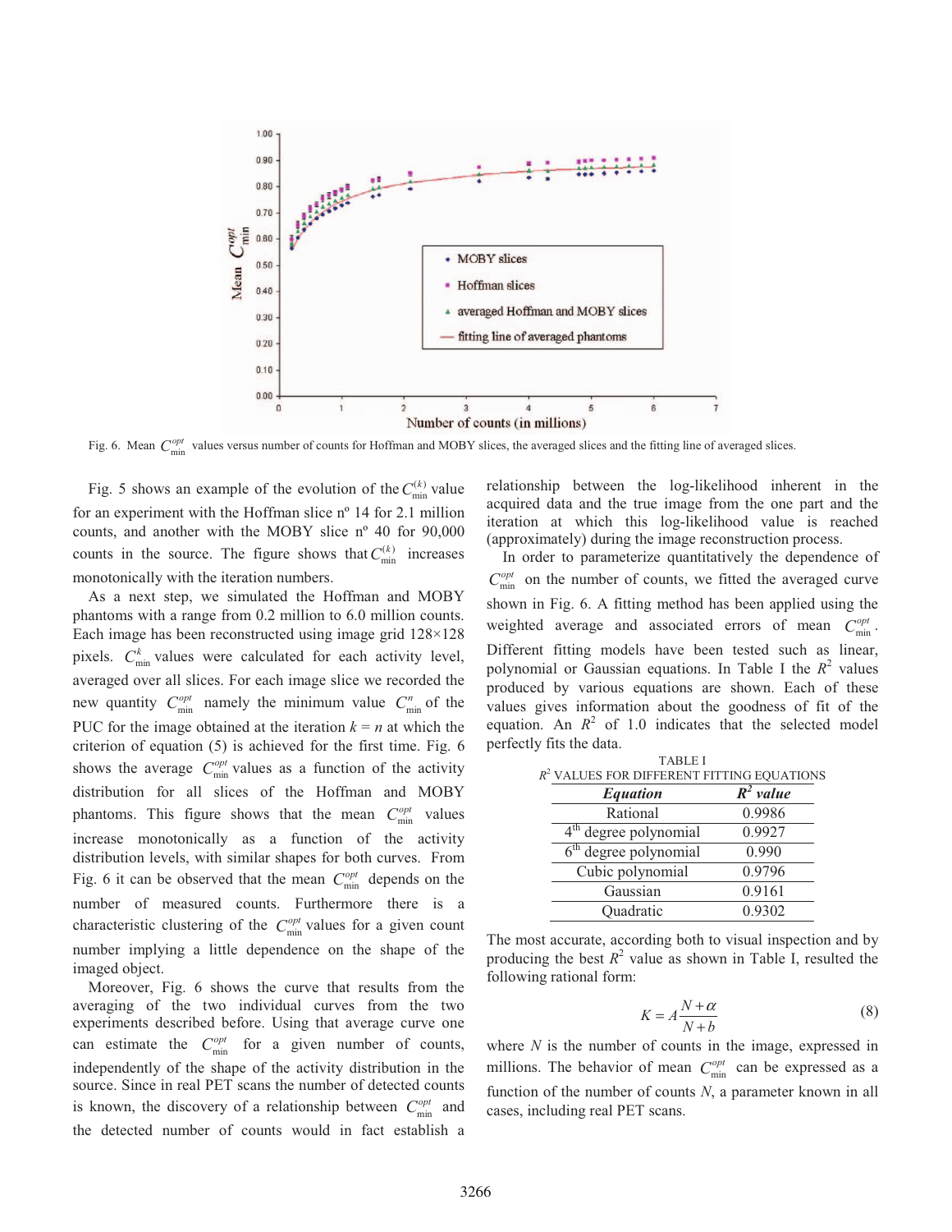Fig. 6. Mean $C_{\min}^{opt}$ values versus number of counts for Hoffman and MOBY slices, the averaged slices and the fitting line of averaged slices.

Fig. 5 shows an example of the evolution of the $C_{\min}^{(k)}$ value for an experiment with the Hoffman slice nº 14 for 2.1 million counts, and another with the MOBY slice nº 40 for 90,000 counts in the source. The figure shows that $C_{\min}^{(k)}$ increases monotonically with the iteration numbers.

As a next step, we simulated the Hoffman and MOBY phantoms with a range from 0.2 million to 6.0 million counts. Each image has been reconstructed using image grid 128×128 pixels. $C_{\min}^{k}$ values were calculated for each activity level, averaged over all slices. For each image slice we recorded the new quantity $C_{\min}^{opt}$ namely the minimum value $C_{\min}^{n}$ of the PUC for the image obtained at the iteration $k = n$ at which the criterion of equation (5) is achieved for the first time. Fig. 6 shows the average $C_{\min}^{opt}$ values as a function of the activity distribution for all slices of the Hoffman and MOBY phantoms. This figure shows that the mean $C_{\min}^{opt}$ values increase monotonically as a function of the activity distribution levels, with similar shapes for both curves. From Fig. 6 it can be observed that the mean $C_{\min}^{opt}$ depends on the number of measured counts. Furthermore there is a characteristic clustering of the $C_{\min}^{opt}$ values for a given count number implying a little dependence on the shape of the imaged object.

Moreover, Fig. 6 shows the curve that results from the averaging of the two individual curves from the two experiments described before. Using that average curve one can estimate the $C_{\min}^{opt}$ for a given number of counts, independently of the shape of the activity distribution in the source. Since in real PET scans the number of detected counts is known, the discovery of a relationship between $C_{\min}^{opt}$ and the detected number of counts would in fact establish a relationship between the log-likelihood inherent in the acquired data and the true image from the one part and the iteration at which this log-likelihood value is reached (approximately) during the image reconstruction process.

In order to parameterize quantitatively the dependence of $C_{\min}^{opt}$ on the number of counts, we fitted the averaged curve shown in Fig. 6. A fitting method has been applied using the weighted average and associated errors of mean $C_{\min}^{opt}$. Different fitting models have been tested such as linear, polynomial or Gaussian equations. In Table I the $R^2$ values produced by various equations are shown. Each of these values gives information about the goodness of fit of the equation. An $R^2$ of 1.0 indicates that the selected model perfectly fits the data.

TABLE I
$R^2$ VALUES FOR DIFFERENT FITTING EQUATIONS

| *Equation* | $R^2$ *value* |
|---|---|
| Rational | 0.9986 |
| 4th degree polynomial | 0.9927 |
| 6th degree polynomial | 0.990 |
| Cubic polynomial | 0.9796 |
| Gaussian | 0.9161 |
| Quadratic | 0.9302 |

The most accurate, according both to visual inspection and by producing the best $R^2$ value as shown in Table I, resulted the following rational form:

$$K = A\frac{N+\alpha}{N+b} \tag{8}$$

where $N$ is the number of counts in the image, expressed in millions. The behavior of mean $C_{\min}^{opt}$ can be expressed as a function of the number of counts $N$, a parameter known in all cases, including real PET scans.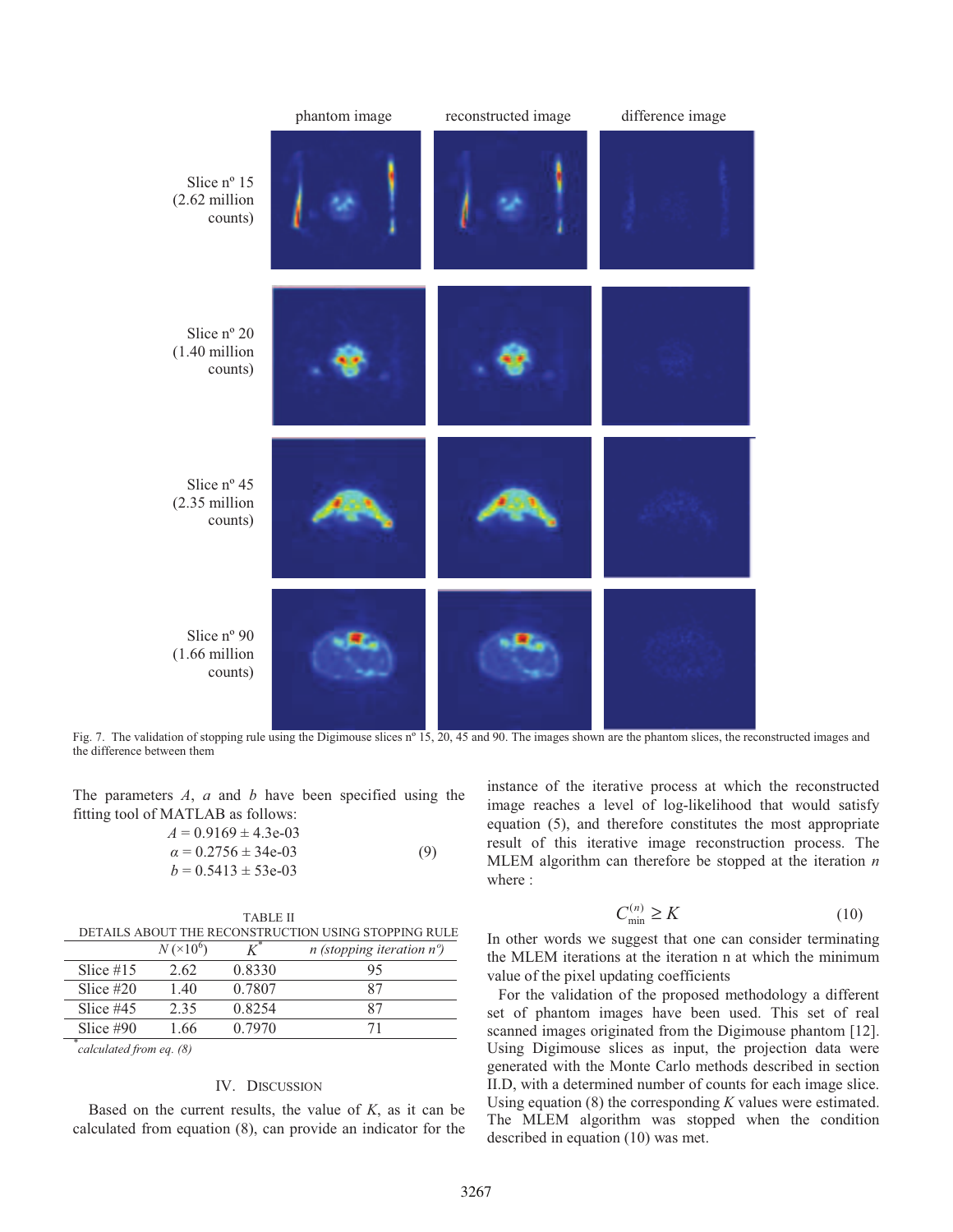Fig. 7. The validation of stopping rule using the Digimouse slices nº 15, 20, 45 and 90. The images shown are the phantom slices, the reconstructed images and the difference between them

The parameters $A$, $a$ and $b$ have been specified using the fitting tool of MATLAB as follows:

$$A = 0.9169 \pm 4.3\text{e-}03$$
$$\alpha = 0.2756 \pm 34\text{e-}03 \quad (9)$$
$$b = 0.5413 \pm 53\text{e-}03$$

TABLE II
DETAILS ABOUT THE RECONSTRUCTION USING STOPPING RULE

| | $N\,(\times 10^6)$ | $K^*$ | *n (stopping iteration nº)* |
|---|---|---|---|
| Slice #15 | 2.62 | 0.8330 | 95 |
| Slice #20 | 1.40 | 0.7807 | 87 |
| Slice #45 | 2.35 | 0.8254 | 87 |
| Slice #90 | 1.66 | 0.7970 | 71 |

\* *calculated from eq. (8)*

## IV. Discussion

Based on the current results, the value of $K$, as it can be calculated from equation (8), can provide an indicator for the instance of the iterative process at which the reconstructed image reaches a level of log-likelihood that would satisfy equation (5), and therefore constitutes the most appropriate result of this iterative image reconstruction process. The MLEM algorithm can therefore be stopped at the iteration $n$ where :

$$C_{\min}^{(n)} \geq K \quad (10)$$

In other words we suggest that one can consider terminating the MLEM iterations at the iteration n at which the minimum value of the pixel updating coefficients

For the validation of the proposed methodology a different set of phantom images have been used. This set of real scanned images originated from the Digimouse phantom [12]. Using Digimouse slices as input, the projection data were generated with the Monte Carlo methods described in section II.D, with a determined number of counts for each image slice. Using equation (8) the corresponding $K$ values were estimated. The MLEM algorithm was stopped when the condition described in equation (10) was met.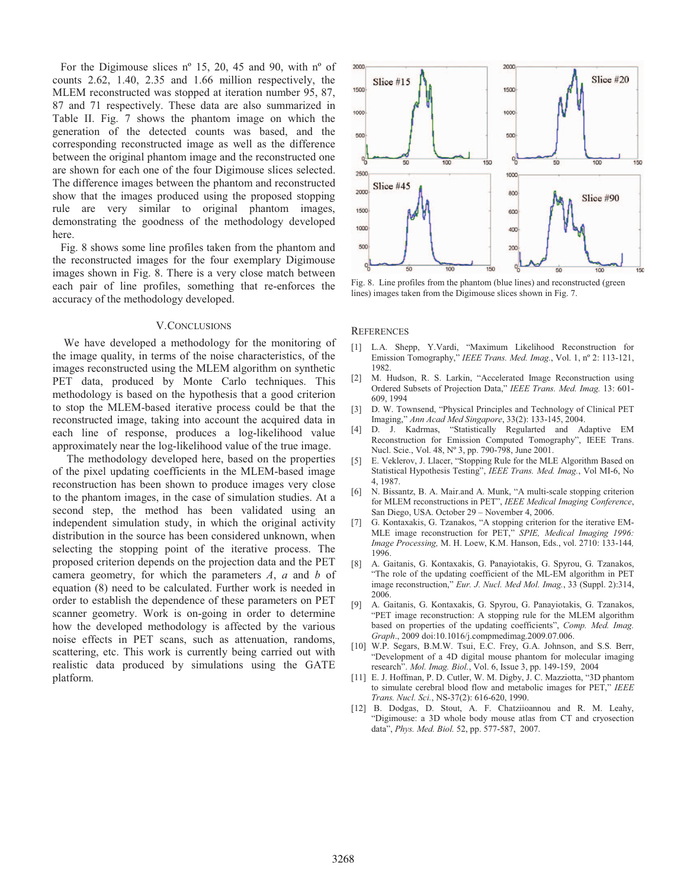For the Digimouse slices nº 15, 20, 45 and 90, with nº of counts 2.62, 1.40, 2.35 and 1.66 million respectively, the MLEM reconstructed was stopped at iteration number 95, 87, 87 and 71 respectively. These data are also summarized in Table II. Fig. 7 shows the phantom image on which the generation of the detected counts was based, and the corresponding reconstructed image as well as the difference between the original phantom image and the reconstructed one are shown for each one of the four Digimouse slices selected. The difference images between the phantom and reconstructed show that the images produced using the proposed stopping rule are very similar to original phantom images, demonstrating the goodness of the methodology developed here.

Fig. 8 shows some line profiles taken from the phantom and the reconstructed images for the four exemplary Digimouse images shown in Fig. 8. There is a very close match between each pair of line profiles, something that re-enforces the accuracy of the methodology developed.

Slice #15

Slice #20

Slice #45

Slice #90

Fig. 8. Line profiles from the phantom (blue lines) and reconstructed (green lines) images taken from the Digimouse slices shown in Fig. 7.

## V. Conclusions

We have developed a methodology for the monitoring of the image quality, in terms of the noise characteristics, of the images reconstructed using the MLEM algorithm on synthetic PET data, produced by Monte Carlo techniques. This methodology is based on the hypothesis that a good criterion to stop the MLEM-based iterative process could be that the reconstructed image, taking into account the acquired data in each line of response, produces a log-likelihood value approximately near the log-likelihood value of the true image.

The methodology developed here, based on the properties of the pixel updating coefficients in the MLEM-based image reconstruction has been shown to produce images very close to the phantom images, in the case of simulation studies. At a second step, the method has been validated using an independent simulation study, in which the original activity distribution in the source has been considered unknown, when selecting the stopping point of the iterative process. The proposed criterion depends on the projection data and the PET camera geometry, for which the parameters $A$, $a$ and $b$ of equation (8) need to be calculated. Further work is needed in order to establish the dependence of these parameters on PET scanner geometry. Work is on-going in order to determine how the developed methodology is affected by the various noise effects in PET scans, such as attenuation, randoms, scattering, etc. This work is currently being carried out with realistic data produced by simulations using the GATE platform.

## References

[1] L.A. Shepp, Y.Vardi, "Maximum Likelihood Reconstruction for Emission Tomography," *IEEE Trans. Med. Imag.*, Vol. 1, nº 2: 113-121, 1982.

[2] M. Hudson, R. S. Larkin, "Accelerated Image Reconstruction using Ordered Subsets of Projection Data," *IEEE Trans. Med. Imag.* 13: 601-609, 1994

[3] D. W. Townsend, "Physical Principles and Technology of Clinical PET Imaging," *Ann Acad Med Singapore*, 33(2): 133-145, 2004.

[4] D. J. Kadrmas, "Statistically Regularted and Adaptive EM Reconstruction for Emission Computed Tomography", IEEE Trans. Nucl. Scie., Vol. 48, Nº 3, pp. 790-798, June 2001.

[5] E. Veklerov, J. Llacer, "Stopping Rule for the MLE Algorithm Based on Statistical Hypothesis Testing", *IEEE Trans. Med. Imag.*, Vol MI-6, No 4, 1987.

[6] N. Bissantz, B. A. Mair.and A. Munk, "A multi-scale stopping criterion for MLEM reconstructions in PET", *IEEE Medical Imaging Conference*, San Diego, USA. October 29 – November 4, 2006.

[7] G. Kontaxakis, G. Tzanakos, "A stopping criterion for the iterative EM-MLE image reconstruction for PET," *SPIE, Medical Imaging 1996: Image Processing,* M. H. Loew, K.M. Hanson, Eds., vol. 2710: 133-144*,* 1996.

[8] A. Gaitanis, G. Kontaxakis, G. Panayiotakis, G. Spyrou, G. Tzanakos, "The role of the updating coefficient of the ML-EM algorithm in PET image reconstruction," *Eur. J. Nucl. Med Mol. Imag.*, 33 (Suppl. 2):314, 2006.

[9] A. Gaitanis, G. Kontaxakis, G. Spyrou, G. Panayiotakis, G. Tzanakos, "PET image reconstruction: A stopping rule for the MLEM algorithm based on properties of the updating coefficients", *Comp. Med. Imag. Graph*., 2009 doi:10.1016/j.compmedimag.2009.07.006.

[10] W.P. Segars, B.M.W. Tsui, E.C. Frey, G.A. Johnson, and S.S. Berr, "Development of a 4D digital mouse phantom for molecular imaging research". *Mol. Imag. Biol.*, Vol. 6, Issue 3, pp. 149-159, 2004

[11] E. J. Hoffman, P. D. Cutler, W. M. Digby, J. C. Mazziotta, "3D phantom to simulate cerebral blood flow and metabolic images for PET," *IEEE Trans. Nucl. Sci.*, NS-37(2): 616-620, 1990.

[12] B. Dodgas, D. Stout, A. F. Chatziioannou and R. M. Leahy, "Digimouse: a 3D whole body mouse atlas from CT and cryosection data", *Phys. Med. Biol.* 52, pp. 577-587, 2007.